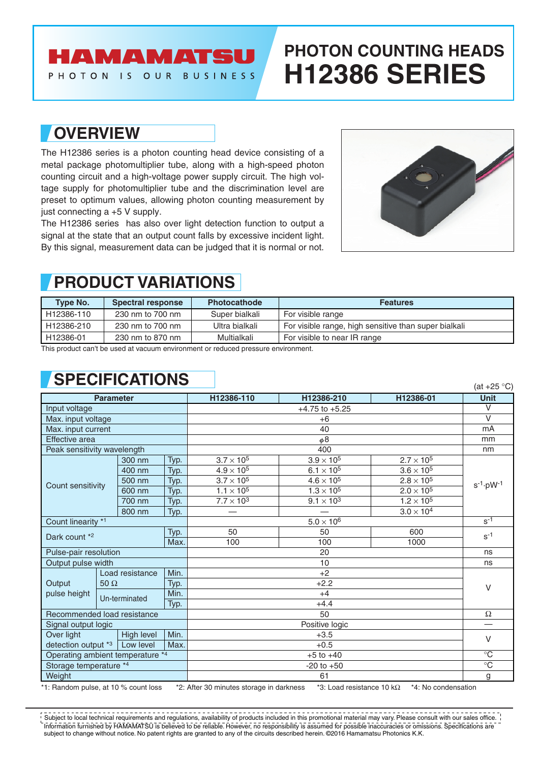# HAMAMATSU

PHOTON IS OUR BUSINESS

# PHOTON COUNTING HEADS H12386 SERIES

## OVERVIEW

The H12386 series is a photon counting head device consisting of a metal package photomultiplier tube, along with a high-speed photon counting circuit and a high-voltage power supply circuit. The high voltage supply for photomultiplier tube and the discrimination level are preset to optimum values, allowing photon counting measurement by just connecting a +5 V supply.

The H12386 series has also over light detection function to output a signal at the state that an output count falls by excessive incident light. By this signal, measurement data can be judged that it is normal or not.

## PRODUCT VARIATIONS

| Type No. | Spectral response | Photocathode | Features |
|---|---|---|---|
| H12386-110 | 230 nm to 700 nm | Super bialkali | For visible range |
| H12386-210 | 230 nm to 700 nm | Ultra bialkali | For visible range, high sensitive than super bialkali |
| H12386-01 | 230 nm to 870 nm | Multialkali | For visible to near IR range |

This product can't be used at vacuum environment or reduced pressure environment.

## SPECIFICATIONS

(at +25 °C)

| Parameter | | | H12386-110 | H12386-210 | H12386-01 | Unit |
|---|---|---|---|---|---|---|
| Input voltage | | | +4.75 to +5.25 | | | V |
| Max. input voltage | | | +6 | | | V |
| Max. input current | | | 40 | | | mA |
| Effective area | | | $\phi$8 | | | mm |
| Peak sensitivity wavelength | | | 400 | | | nm |
| Count sensitivity | 300 nm | Typ. | $3.7 \times 10^5$ | $3.9 \times 10^5$ | $2.7 \times 10^5$ | $s^{-1} \cdot pW^{-1}$ |
| | 400 nm | Typ. | $4.9 \times 10^5$ | $6.1 \times 10^5$ | $3.6 \times 10^5$ | |
| | 500 nm | Typ. | $3.7 \times 10^5$ | $4.6 \times 10^5$ | $2.8 \times 10^5$ | |
| | 600 nm | Typ. | $1.1 \times 10^5$ | $1.3 \times 10^5$ | $2.0 \times 10^5$ | |
| | 700 nm | Typ. | $7.7 \times 10^3$ | $9.1 \times 10^3$ | $1.2 \times 10^5$ | |
| | 800 nm | Typ. | — | — | $3.0 \times 10^4$ | |
| Count linearity *1 | | | $5.0 \times 10^6$ | | | $s^{-1}$ |
| Dark count *2 | | Typ. | 50 | 50 | 600 | $s^{-1}$ |
| | | Max. | 100 | 100 | 1000 | |
| Pulse-pair resolution | | | 20 | | | ns |
| Output pulse width | | | 10 | | | ns |
| Output pulse height | Load resistance 50 Ω | Min. | +2 | | | V |
| | | Typ. | +2.2 | | | |
| | Un-terminated | Min. | +4 | | | |
| | | Typ. | +4.4 | | | |
| Recommended load resistance | | | 50 | | | Ω |
| Signal output logic | | | Positive logic | | | — |
| Over light detection output *3 | High level | Min. | +3.5 | | | V |
| | Low level | Max. | +0.5 | | | |
| Operating ambient temperature *4 | | | +5 to +40 | | | °C |
| Storage temperature *4 | | | -20 to +50 | | | °C |
| Weight | | | 61 | | | g |

*1: Random pulse, at 10 % count loss *2: After 30 minutes storage in darkness *3: Load resistance 10 kΩ *4: No condensation

Subject to local technical requirements and regulations, availability of products included in this promotional material may vary. Please consult with our sales office. Information furnished by HAMAMATSU is believed to be reliable. However, no responsibility is assumed for possible inaccuracies or omissions. Specifications are subject to change without notice. No patent rights are granted to any of the circuits described herein. ©2016 Hamamatsu Photonics K.K.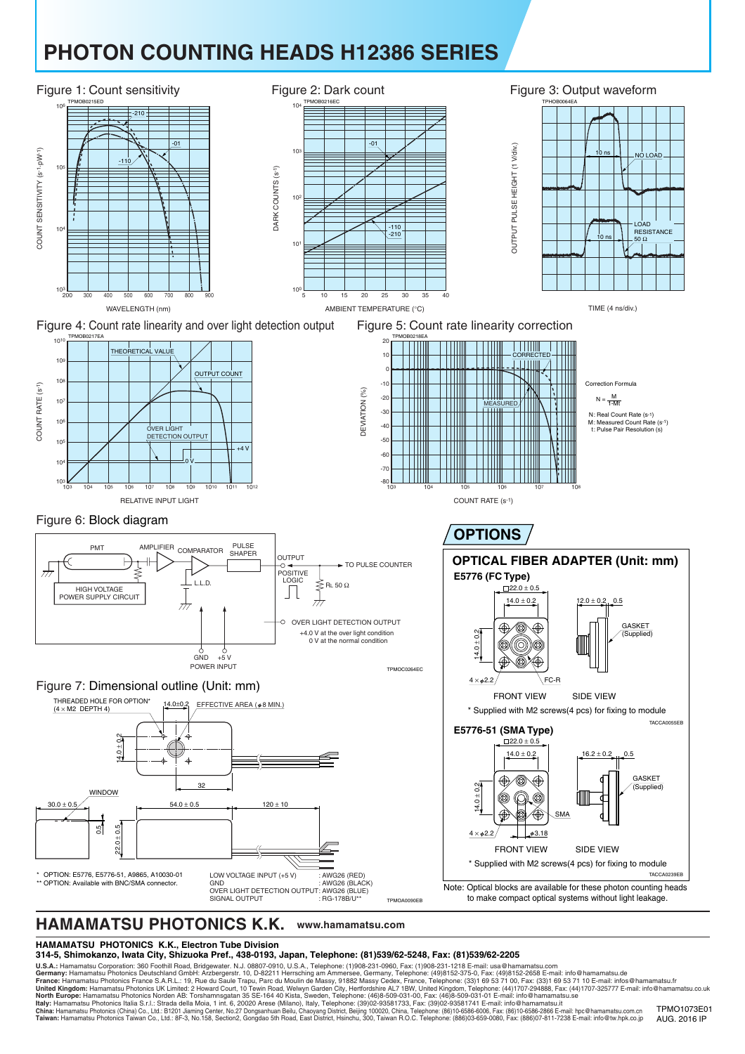# PHOTON COUNTING HEADS H12386 SERIES

Figure 1: Count sensitivity

TPMOB0215ED

COUNT SENSITIVITY ($s^{-1}$·$pW^{-1}$)

$10^6$ $10^5$ $10^4$ $10^3$

-210 -01 -110

200 300 400 500 600 700 800 900

WAVELENGTH (nm)

Figure 2: Dark count

TPMOB0216EC

DARK COUNTS ($s^{-1}$)

$10^4$ $10^3$ $10^2$ $10^1$ $10^0$

-01 -110 -210

5 10 15 20 25 30 35 40

AMBIENT TEMPERATURE (°C)

Figure 3: Output waveform

TPHOB0064EA

OUTPUT PULSE HEIGHT (1 V/div.)

10 ns NO LOAD

10 ns LOAD RESISTANCE 50 Ω

TIME (4 ns/div.)

Figure 4: Count rate linearity and over light detection output

TPMOB0217EA

COUNT RATE ($s^{-1}$)

$10^{10}$ $10^9$ $10^8$ $10^7$ $10^6$ $10^5$ $10^4$ $10^3$

THEORETICAL VALUE

OUTPUT COUNT

OVER LIGHT DETECTION OUTPUT

+4 V

0 V

$10^3$ $10^4$ $10^5$ $10^6$ $10^7$ $10^8$ $10^9$ $10^{10}$ $10^{11}$ $10^{12}$

RELATIVE INPUT LIGHT

Figure 5: Count rate linearity correction

TPMOB0218EA

DEVIATION (%)

20 10 0 -10 -20 -30 -40 -50 -60 -70 -80

CORRECTED

MEASURED

$10^3$ $10^4$ $10^5$ $10^6$ $10^7$ $10^8$

COUNT RATE ($s^{-1}$)

Correction Formula

$$N = \frac{M}{1-Mt}$$

N: Real Count Rate ($s^{-1}$)
M: Measured Count Rate ($s^{-1}$)
t: Pulse Pair Resolution (s)

Figure 6: Block diagram

PMT

AMPLIFIER

COMPARATOR

PULSE SHAPER

L.L.D.

HIGH VOLTAGE POWER SUPPLY CIRCUIT

OUTPUT

POSITIVE LOGIC

TO PULSE COUNTER

RL 50 Ω

OVER LIGHT DETECTION OUTPUT
+4.0 V at the over light condition
0 V at the normal condition

GND +5 V
POWER INPUT

TPMOC0264EC

Figure 7: Dimensional outline (Unit: mm)

THREADED HOLE FOR OPTION* (4 × M2 DEPTH 4)

14.0±0.2

EFFECTIVE AREA (ϕ8 MIN.)

14.0 ± 0.2

32

WINDOW

30.0 ± 0.5

54.0 ± 0.5

120 ± 10

0.5

22.0 ± 0.5

\* OPTION: E5776, E5776-51, A9865, A10030-01
\*\* OPTION: Available with BNC/SMA connector.

LOW VOLTAGE INPUT (+5 V) : AWG26 (RED)
GND : AWG26 (BLACK)
OVER LIGHT DETECTION OUTPUT: AWG26 (BLUE)
SIGNAL OUTPUT : RG-178B/U\*\*

TPMOA0090EB

## OPTIONS

### OPTICAL FIBER ADAPTER (Unit: mm)

**E5776 (FC Type)**

□22.0 ± 0.5

14.0 ± 0.2

12.0 ± 0.2 0.5

14.0 ± 0.2

GASKET (Supplied)

4 × ϕ2.2

FC-R

FRONT VIEW SIDE VIEW

\* Supplied with M2 screws(4 pcs) for fixing to module

TACCA0055EB

**E5776-51 (SMA Type)**

□22.0 ± 0.5

14.0 ± 0.2

16.2 ± 0.2 0.5

14.0 ± 0.2

GASKET (Supplied)

SMA

4 × ϕ2.2

ϕ3.18

FRONT VIEW SIDE VIEW

\* Supplied with M2 screws(4 pcs) for fixing to module

TACCA0239EB

Note: Optical blocks are available for these photon counting heads to make compact optical systems without light leakage.

## HAMAMATSU PHOTONICS K.K.

www.hamamatsu.com

**HAMAMATSU PHOTONICS K.K., Electron Tube Division**
**314-5, Shimokanzo, Iwata City, Shizuoka Pref., 438-0193, Japan, Telephone: (81)539/62-5248, Fax: (81)539/62-2205**

**U.S.A.:** Hamamatsu Corporation: 360 Foothill Road, Bridgewater. N.J. 08807-0910, U.S.A., Telephone: (1)908-231-0960, Fax: (1)908-231-1218 E-mail: usa@hamamatsu.com
**Germany:** Hamamatsu Photonics Deutschland GmbH: Arzbergerstr. 10, D-82211 Herrsching am Ammersee, Germany, Telephone: (49)8152-375-0, Fax: (49)8152-2658 E-mail: info@hamamatsu.de
**France:** Hamamatsu Photonics France S.A.R.L.: 19, Rue du Saule Trapu, Parc du Moulin de Massy, 91882 Massy Cedex, France, Telephone: (33)1 69 53 71 00, Fax: (33)1 69 53 71 10 E-mail: infos@hamamatsu.fr
**United Kingdom:** Hamamatsu Photonics UK Limited: 2 Howard Court, 10 Tewin Road, Welwyn Garden City, Hertfordshire AL7 1BW, United Kingdom, Telephone: (44)1707-294888, Fax: (44)1707-325777 E-mail: info@hamamatsu.co.uk
**North Europe:** Hamamatsu Photonics Norden AB: Torshamnsgatan 35 SE-164 40 Kista, Sweden, Telephone: (46)8-509-031-00, Fax: (46)8-509-031-01 E-mail: info@hamamatsu.se
**Italy:** Hamamatsu Photonics Italia S.r.l.: Strada della Moia, 1 int. 6, 20020 Arese (Milano), Italy, Telephone: (39)02-93581733, Fax: (39)02-93581741 E-mail: info@hamamatsu.it
**China:** Hamamatsu Photonics (China) Co., Ltd.: B1201 Jiaming Center, No.27 Dongsanhuan Beilu, Chaoyang District, Beijing 100020, China, Telephone: (86)10-6586-6006, Fax: (86)10-6586-2866 E-mail: hpc@hamamatsu.com.cn
**Taiwan:** Hamamatsu Photonics Taiwan Co., Ltd.: 8F-3, No.158, Section2, Gongdao 5th Road, East District, Hsinchu, 300, Taiwan R.O.C. Telephone: (886)03-659-0080, Fax: (886)07-811-7238 E-mail: info@tw.hpk.co.jp

TPMO1073E01
AUG. 2016 IP